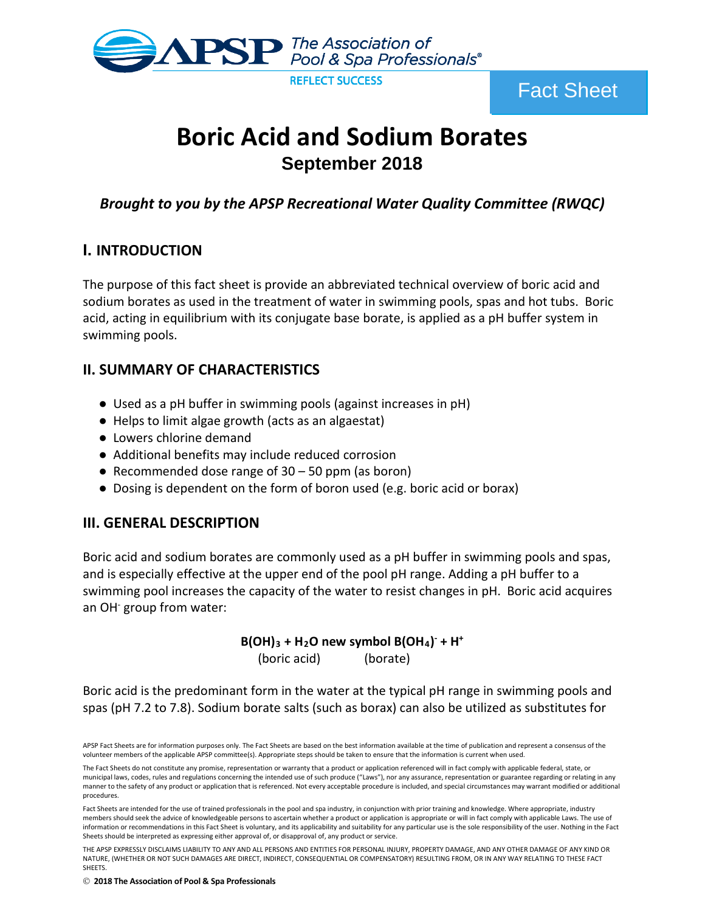APSP The Association of Pool & Spa Professionals®

REFLECT SUCCESS

Fact Sheet

# Boric Acid and Sodium Borates

## September 2018

***Brought to you by the APSP Recreational Water Quality Committee (RWQC)***

## I. INTRODUCTION

The purpose of this fact sheet is provide an abbreviated technical overview of boric acid and sodium borates as used in the treatment of water in swimming pools, spas and hot tubs. Boric acid, acting in equilibrium with its conjugate base borate, is applied as a pH buffer system in swimming pools.

## II. SUMMARY OF CHARACTERISTICS

- Used as a pH buffer in swimming pools (against increases in pH)
- Helps to limit algae growth (acts as an algaestat)
- Lowers chlorine demand
- Additional benefits may include reduced corrosion
- Recommended dose range of 30 – 50 ppm (as boron)
- Dosing is dependent on the form of boron used (e.g. boric acid or borax)

## III. GENERAL DESCRIPTION

Boric acid and sodium borates are commonly used as a pH buffer in swimming pools and spas, and is especially effective at the upper end of the pool pH range. Adding a pH buffer to a swimming pool increases the capacity of the water to resist changes in pH. Boric acid acquires an $OH^-$ group from water:

$$B(OH)_3 + H_2O \text{ new symbol } B(OH_4)^- + H^+$$

(boric acid) (borate)

Boric acid is the predominant form in the water at the typical pH range in swimming pools and spas (pH 7.2 to 7.8). Sodium borate salts (such as borax) can also be utilized as substitutes for

APSP Fact Sheets are for information purposes only. The Fact Sheets are based on the best information available at the time of publication and represent a consensus of the volunteer members of the applicable APSP committee(s). Appropriate steps should be taken to ensure that the information is current when used.

The Fact Sheets do not constitute any promise, representation or warranty that a product or application referenced will in fact comply with applicable federal, state, or municipal laws, codes, rules and regulations concerning the intended use of such produce ("Laws"), nor any assurance, representation or guarantee regarding or relating in any manner to the safety of any product or application that is referenced. Not every acceptable procedure is included, and special circumstances may warrant modified or additional procedures.

Fact Sheets are intended for the use of trained professionals in the pool and spa industry, in conjunction with prior training and knowledge. Where appropriate, industry members should seek the advice of knowledgeable persons to ascertain whether a product or application is appropriate or will in fact comply with applicable Laws. The use of information or recommendations in this Fact Sheet is voluntary, and its applicability and suitability for any particular use is the sole responsibility of the user. Nothing in the Fact Sheets should be interpreted as expressing either approval of, or disapproval of, any product or service.

THE APSP EXPRESSLY DISCLAIMS LIABILITY TO ANY AND ALL PERSONS AND ENTITIES FOR PERSONAL INJURY, PROPERTY DAMAGE, AND ANY OTHER DAMAGE OF ANY KIND OR NATURE, (WHETHER OR NOT SUCH DAMAGES ARE DIRECT, INDIRECT, CONSEQUENTIAL OR COMPENSATORY) RESULTING FROM, OR IN ANY WAY RELATING TO THESE FACT SHEETS.

© **2018 The Association of Pool & Spa Professionals**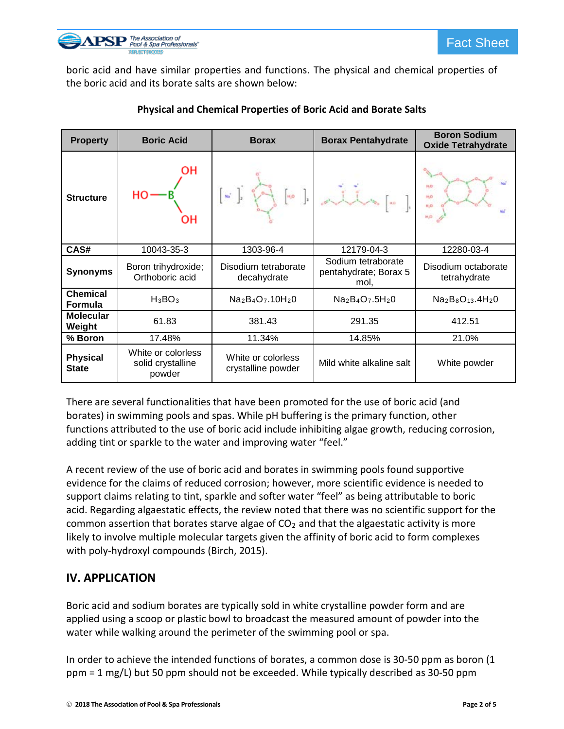boric acid and have similar properties and functions. The physical and chemical properties of the boric acid and its borate salts are shown below:

**Physical and Chemical Properties of Boric Acid and Borate Salts**

| Property | Boric Acid | Borax | Borax Pentahydrate | Boron Sodium Oxide Tetrahydrate |
|---|---|---|---|---|
| Structure | | | | |
| CAS# | 10043-35-3 | 1303-96-4 | 12179-04-3 | 12280-03-4 |
| Synonyms | Boron trihydroxide; Orthoboric acid | Disodium tetraborate decahydrate | Sodium tetraborate pentahydrate; Borax 5 mol, | Disodium octaborate tetrahydrate |
| Chemical Formula | $H_3BO_3$ | $Na_2B_4O_7.10H_20$ | $Na_2B_4O_7.5H_20$ | $Na_2B_8O_{13}.4H_20$ |
| Molecular Weight | 61.83 | 381.43 | 291.35 | 412.51 |
| % Boron | 17.48% | 11.34% | 14.85% | 21.0% |
| Physical State | White or colorless solid crystalline powder | White or colorless crystalline powder | Mild white alkaline salt | White powder |

There are several functionalities that have been promoted for the use of boric acid (and borates) in swimming pools and spas. While pH buffering is the primary function, other functions attributed to the use of boric acid include inhibiting algae growth, reducing corrosion, adding tint or sparkle to the water and improving water "feel."

A recent review of the use of boric acid and borates in swimming pools found supportive evidence for the claims of reduced corrosion; however, more scientific evidence is needed to support claims relating to tint, sparkle and softer water "feel" as being attributable to boric acid. Regarding algaestatic effects, the review noted that there was no scientific support for the common assertion that borates starve algae of $CO_2$ and that the algaestatic activity is more likely to involve multiple molecular targets given the affinity of boric acid to form complexes with poly-hydroxyl compounds (Birch, 2015).

## IV. APPLICATION

Boric acid and sodium borates are typically sold in white crystalline powder form and are applied using a scoop or plastic bowl to broadcast the measured amount of powder into the water while walking around the perimeter of the swimming pool or spa.

In order to achieve the intended functions of borates, a common dose is 30-50 ppm as boron (1 ppm = 1 mg/L) but 50 ppm should not be exceeded. While typically described as 30-50 ppm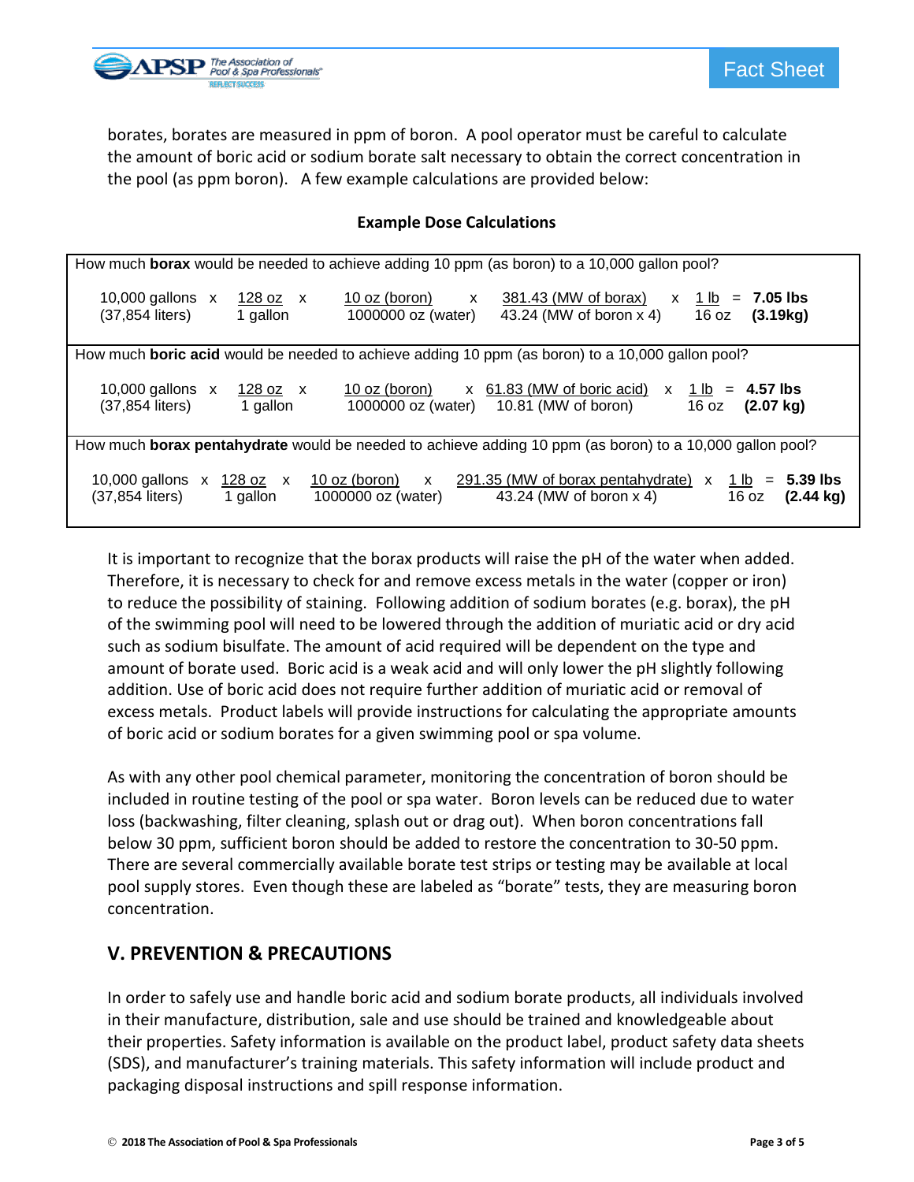borates, borates are measured in ppm of boron. A pool operator must be careful to calculate the amount of boric acid or sodium borate salt necessary to obtain the correct concentration in the pool (as ppm boron). A few example calculations are provided below:

**Example Dose Calculations**

How much **borax** would be needed to achieve adding 10 ppm (as boron) to a 10,000 gallon pool?

$$10{,}000 \text{ gallons } (37{,}854 \text{ liters}) \times \frac{128 \text{ oz}}{1 \text{ gallon}} \times \frac{10 \text{ oz (boron)}}{1000000 \text{ oz (water)}} \times \frac{381.43 \text{ (MW of borax)}}{43.24 \text{ (MW of boron x 4)}} \times \frac{1 \text{ lb}}{16 \text{ oz}} = \mathbf{7.05 \text{ lbs}} \ \mathbf{(3.19 kg)}$$

How much **boric acid** would be needed to achieve adding 10 ppm (as boron) to a 10,000 gallon pool?

$$10{,}000 \text{ gallons } (37{,}854 \text{ liters}) \times \frac{128 \text{ oz}}{1 \text{ gallon}} \times \frac{10 \text{ oz (boron)}}{1000000 \text{ oz (water)}} \times \frac{61.83 \text{ (MW of boric acid)}}{10.81 \text{ (MW of boron)}} \times \frac{1 \text{ lb}}{16 \text{ oz}} = \mathbf{4.57 \text{ lbs}} \ \mathbf{(2.07 kg)}$$

How much **borax pentahydrate** would be needed to achieve adding 10 ppm (as boron) to a 10,000 gallon pool?

$$10{,}000 \text{ gallons } (37{,}854 \text{ liters}) \times \frac{128 \text{ oz}}{1 \text{ gallon}} \times \frac{10 \text{ oz (boron)}}{1000000 \text{ oz (water)}} \times \frac{291.35 \text{ (MW of borax pentahydrate)}}{43.24 \text{ (MW of boron x 4)}} \times \frac{1 \text{ lb}}{16 \text{ oz}} = \mathbf{5.39 \text{ lbs}} \ \mathbf{(2.44 kg)}$$

It is important to recognize that the borax products will raise the pH of the water when added. Therefore, it is necessary to check for and remove excess metals in the water (copper or iron) to reduce the possibility of staining. Following addition of sodium borates (e.g. borax), the pH of the swimming pool will need to be lowered through the addition of muriatic acid or dry acid such as sodium bisulfate. The amount of acid required will be dependent on the type and amount of borate used. Boric acid is a weak acid and will only lower the pH slightly following addition. Use of boric acid does not require further addition of muriatic acid or removal of excess metals. Product labels will provide instructions for calculating the appropriate amounts of boric acid or sodium borates for a given swimming pool or spa volume.

As with any other pool chemical parameter, monitoring the concentration of boron should be included in routine testing of the pool or spa water. Boron levels can be reduced due to water loss (backwashing, filter cleaning, splash out or drag out). When boron concentrations fall below 30 ppm, sufficient boron should be added to restore the concentration to 30-50 ppm. There are several commercially available borate test strips or testing may be available at local pool supply stores. Even though these are labeled as "borate" tests, they are measuring boron concentration.

## V. PREVENTION & PRECAUTIONS

In order to safely use and handle boric acid and sodium borate products, all individuals involved in their manufacture, distribution, sale and use should be trained and knowledgeable about their properties. Safety information is available on the product label, product safety data sheets (SDS), and manufacturer's training materials. This safety information will include product and packaging disposal instructions and spill response information.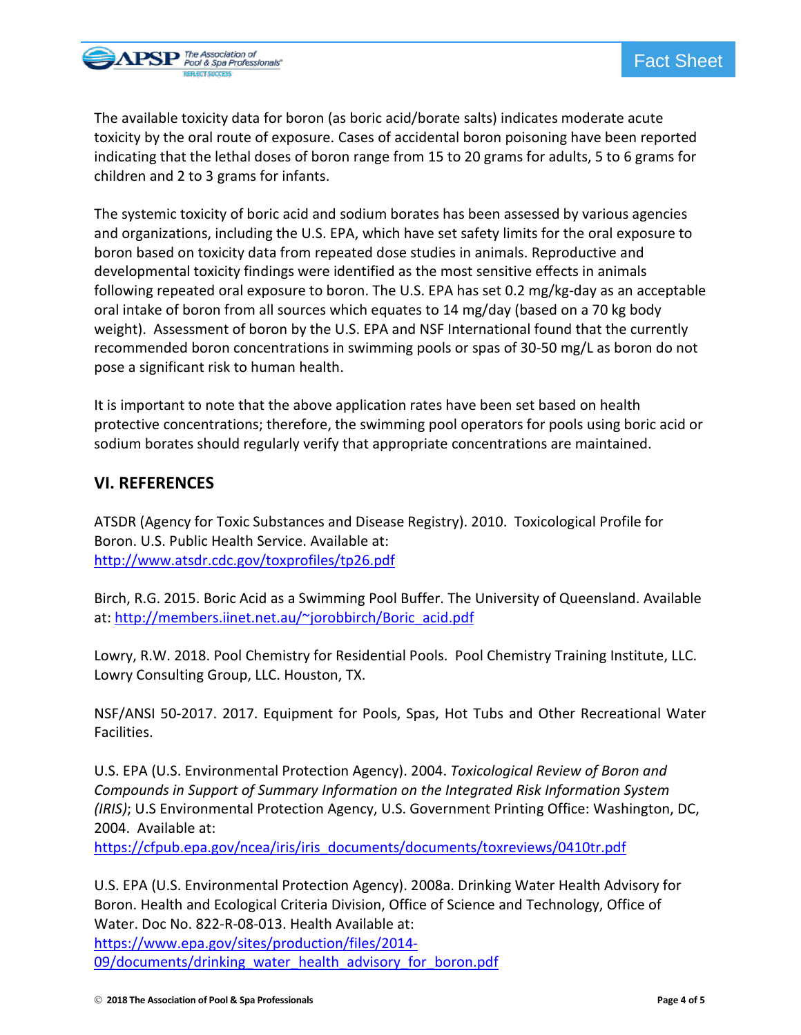The available toxicity data for boron (as boric acid/borate salts) indicates moderate acute toxicity by the oral route of exposure. Cases of accidental boron poisoning have been reported indicating that the lethal doses of boron range from 15 to 20 grams for adults, 5 to 6 grams for children and 2 to 3 grams for infants.

The systemic toxicity of boric acid and sodium borates has been assessed by various agencies and organizations, including the U.S. EPA, which have set safety limits for the oral exposure to boron based on toxicity data from repeated dose studies in animals. Reproductive and developmental toxicity findings were identified as the most sensitive effects in animals following repeated oral exposure to boron. The U.S. EPA has set 0.2 mg/kg-day as an acceptable oral intake of boron from all sources which equates to 14 mg/day (based on a 70 kg body weight). Assessment of boron by the U.S. EPA and NSF International found that the currently recommended boron concentrations in swimming pools or spas of 30-50 mg/L as boron do not pose a significant risk to human health.

It is important to note that the above application rates have been set based on health protective concentrations; therefore, the swimming pool operators for pools using boric acid or sodium borates should regularly verify that appropriate concentrations are maintained.

## VI. REFERENCES

ATSDR (Agency for Toxic Substances and Disease Registry). 2010. Toxicological Profile for Boron. U.S. Public Health Service. Available at: http://www.atsdr.cdc.gov/toxprofiles/tp26.pdf

Birch, R.G. 2015. Boric Acid as a Swimming Pool Buffer. The University of Queensland. Available at: http://members.iinet.net.au/~jorobbirch/Boric_acid.pdf

Lowry, R.W. 2018. Pool Chemistry for Residential Pools. Pool Chemistry Training Institute, LLC. Lowry Consulting Group, LLC. Houston, TX.

NSF/ANSI 50-2017. 2017. Equipment for Pools, Spas, Hot Tubs and Other Recreational Water Facilities.

U.S. EPA (U.S. Environmental Protection Agency). 2004. *Toxicological Review of Boron and Compounds in Support of Summary Information on the Integrated Risk Information System (IRIS)*; U.S Environmental Protection Agency, U.S. Government Printing Office: Washington, DC, 2004. Available at: https://cfpub.epa.gov/ncea/iris/iris_documents/documents/toxreviews/0410tr.pdf

U.S. EPA (U.S. Environmental Protection Agency). 2008a. Drinking Water Health Advisory for Boron. Health and Ecological Criteria Division, Office of Science and Technology, Office of Water. Doc No. 822-R-08-013. Health Available at: https://www.epa.gov/sites/production/files/2014-09/documents/drinking_water_health_advisory_for_boron.pdf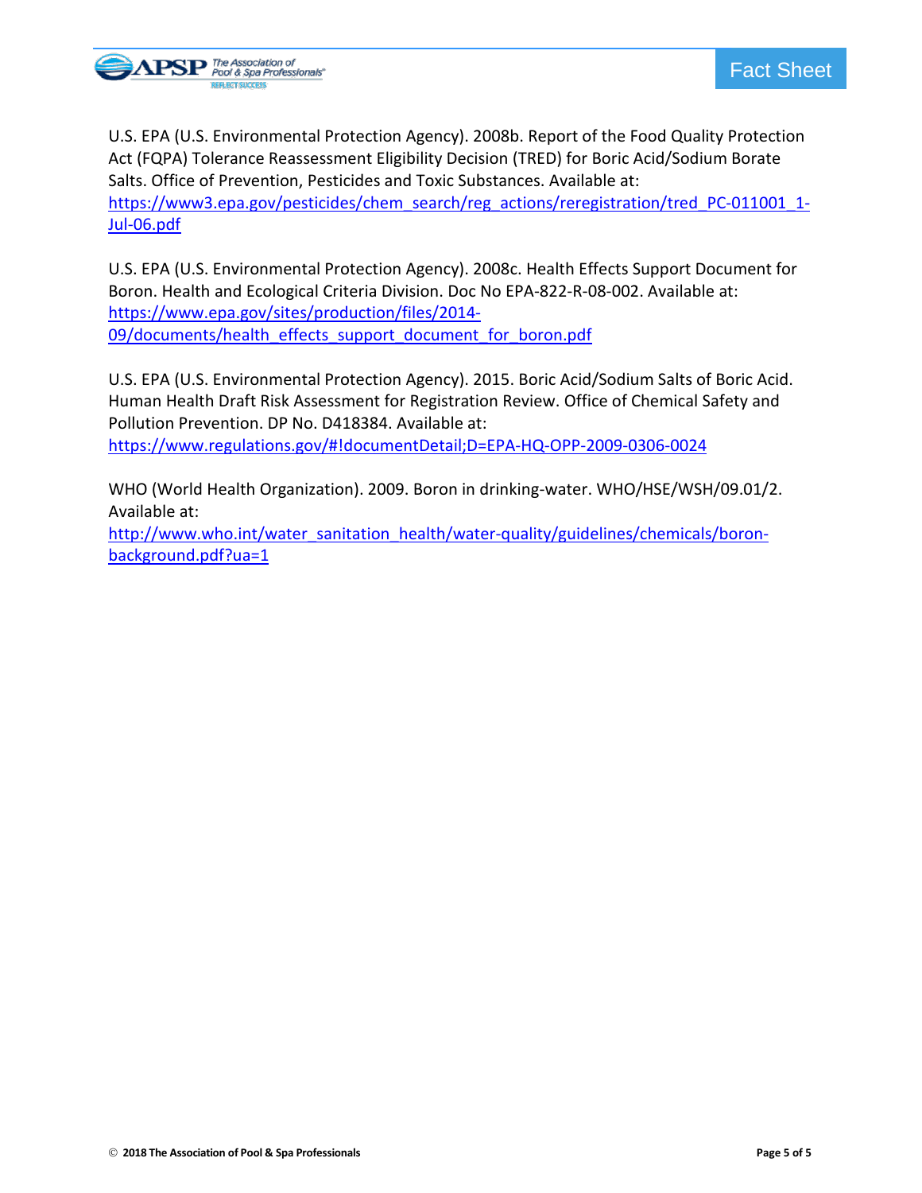U.S. EPA (U.S. Environmental Protection Agency). 2008b. Report of the Food Quality Protection Act (FQPA) Tolerance Reassessment Eligibility Decision (TRED) for Boric Acid/Sodium Borate Salts. Office of Prevention, Pesticides and Toxic Substances. Available at: https://www3.epa.gov/pesticides/chem_search/reg_actions/reregistration/tred_PC-011001_1-Jul-06.pdf

U.S. EPA (U.S. Environmental Protection Agency). 2008c. Health Effects Support Document for Boron. Health and Ecological Criteria Division. Doc No EPA-822-R-08-002. Available at: https://www.epa.gov/sites/production/files/2014-09/documents/health_effects_support_document_for_boron.pdf

U.S. EPA (U.S. Environmental Protection Agency). 2015. Boric Acid/Sodium Salts of Boric Acid. Human Health Draft Risk Assessment for Registration Review. Office of Chemical Safety and Pollution Prevention. DP No. D418384. Available at: https://www.regulations.gov/#!documentDetail;D=EPA-HQ-OPP-2009-0306-0024

WHO (World Health Organization). 2009. Boron in drinking-water. WHO/HSE/WSH/09.01/2. Available at: http://www.who.int/water_sanitation_health/water-quality/guidelines/chemicals/boron-background.pdf?ua=1